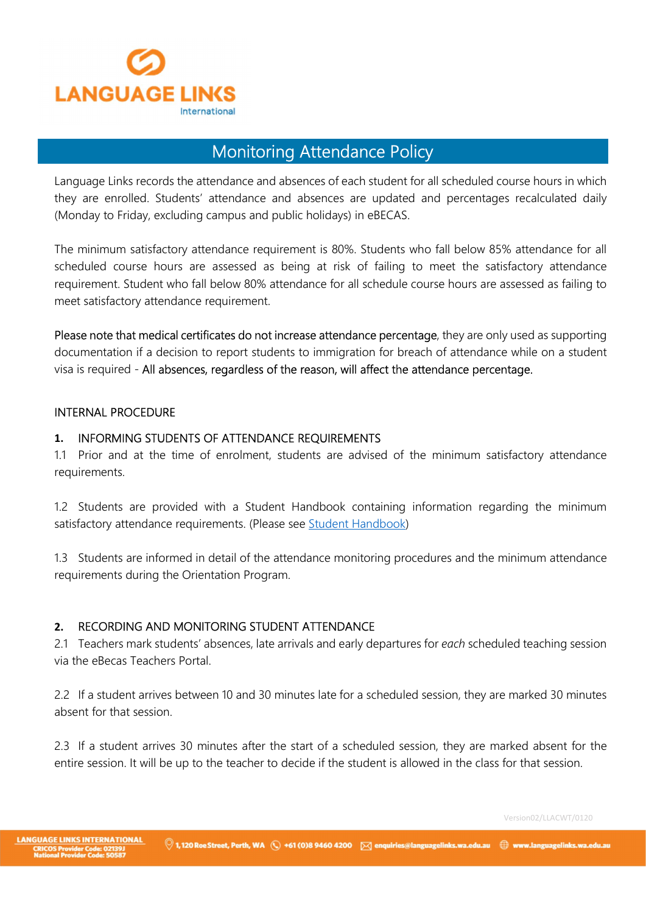# Monitoring Attendance Policy

Language Links records the attendance and absences of each student for all scheduled course hours in which they are enrolled. Students' attendance and absences are updated and percentages recalculated daily (Monday to Friday, excluding campus and public holidays) in eBECAS.

The minimum satisfactory attendance requirement is 80%. Students who fall below 85% attendance for all scheduled course hours are assessed as being at risk of failing to meet the satisfactory attendance requirement. Student who fall below 80% attendance for all schedule course hours are assessed as failing to meet satisfactory attendance requirement.

Please note that medical certificates do not increase attendance percentage, they are only used as supporting documentation if a decision to report students to immigration for breach of attendance while on a student visa is required - All absences, regardless of the reason, will affect the attendance percentage.

## INTERNAL PROCEDURE

### 1. INFORMING STUDENTS OF ATTENDANCE REQUIREMENTS

1.1 Prior and at the time of enrolment, students are advised of the minimum satisfactory attendance requirements.

1.2 Students are provided with a Student Handbook containing information regarding the minimum satisfactory attendance requirements. (Please see Student Handbook)

1.3 Students are informed in detail of the attendance monitoring procedures and the minimum attendance requirements during the Orientation Program.

### 2. RECORDING AND MONITORING STUDENT ATTENDANCE

2.1 Teachers mark students' absences, late arrivals and early departures for *each* scheduled teaching session via the eBecas Teachers Portal.

2.2 If a student arrives between 10 and 30 minutes late for a scheduled session, they are marked 30 minutes absent for that session.

2.3 If a student arrives 30 minutes after the start of a scheduled session, they are marked absent for the entire session. It will be up to the teacher to decide if the student is allowed in the class for that session.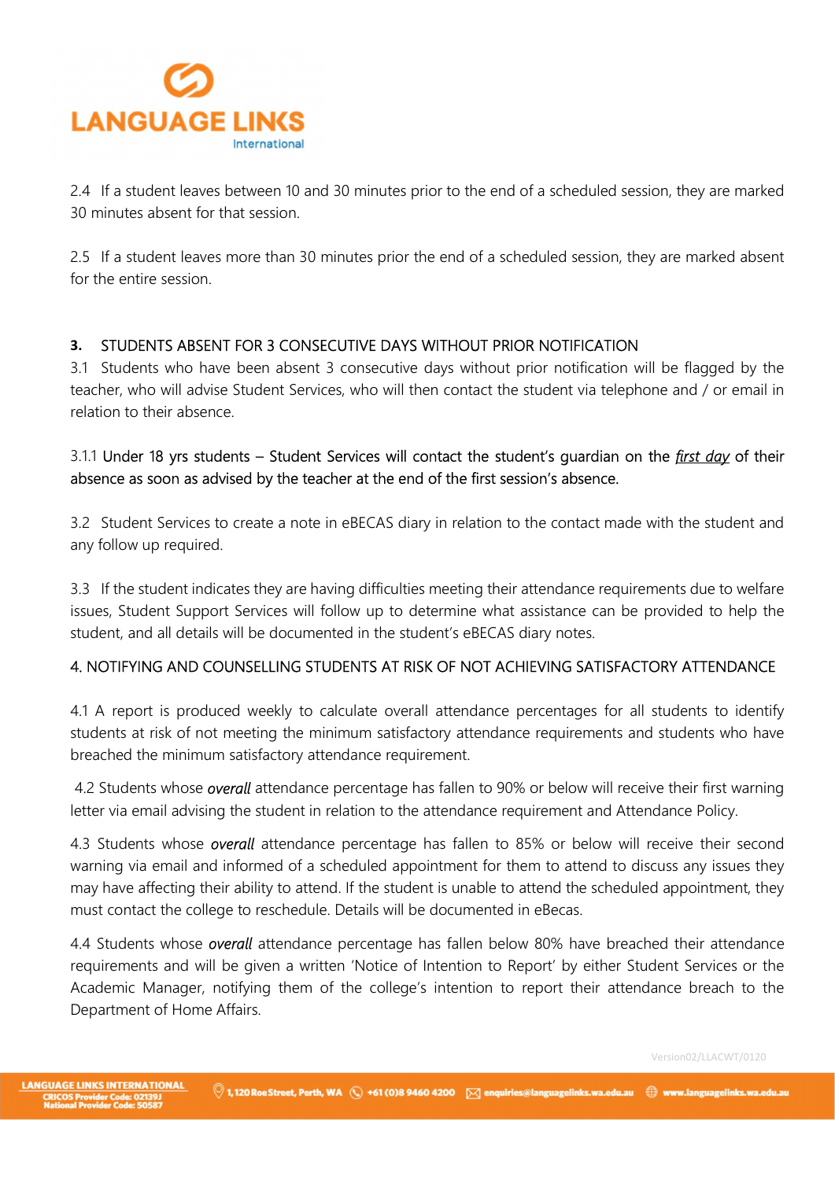2.4 If a student leaves between 10 and 30 minutes prior to the end of a scheduled session, they are marked 30 minutes absent for that session.

2.5 If a student leaves more than 30 minutes prior the end of a scheduled session, they are marked absent for the entire session.

**3.** STUDENTS ABSENT FOR 3 CONSECUTIVE DAYS WITHOUT PRIOR NOTIFICATION

3.1 Students who have been absent 3 consecutive days without prior notification will be flagged by the teacher, who will advise Student Services, who will then contact the student via telephone and / or email in relation to their absence.

3.1.1 Under 18 yrs students – Student Services will contact the student's guardian on the *first day* of their absence as soon as advised by the teacher at the end of the first session's absence.

3.2 Student Services to create a note in eBECAS diary in relation to the contact made with the student and any follow up required.

3.3 If the student indicates they are having difficulties meeting their attendance requirements due to welfare issues, Student Support Services will follow up to determine what assistance can be provided to help the student, and all details will be documented in the student's eBECAS diary notes.

4. NOTIFYING AND COUNSELLING STUDENTS AT RISK OF NOT ACHIEVING SATISFACTORY ATTENDANCE

4.1 A report is produced weekly to calculate overall attendance percentages for all students to identify students at risk of not meeting the minimum satisfactory attendance requirements and students who have breached the minimum satisfactory attendance requirement.

4.2 Students whose *overall* attendance percentage has fallen to 90% or below will receive their first warning letter via email advising the student in relation to the attendance requirement and Attendance Policy.

4.3 Students whose *overall* attendance percentage has fallen to 85% or below will receive their second warning via email and informed of a scheduled appointment for them to attend to discuss any issues they may have affecting their ability to attend. If the student is unable to attend the scheduled appointment, they must contact the college to reschedule. Details will be documented in eBecas.

4.4 Students whose *overall* attendance percentage has fallen below 80% have breached their attendance requirements and will be given a written 'Notice of Intention to Report' by either Student Services or the Academic Manager, notifying them of the college's intention to report their attendance breach to the Department of Home Affairs.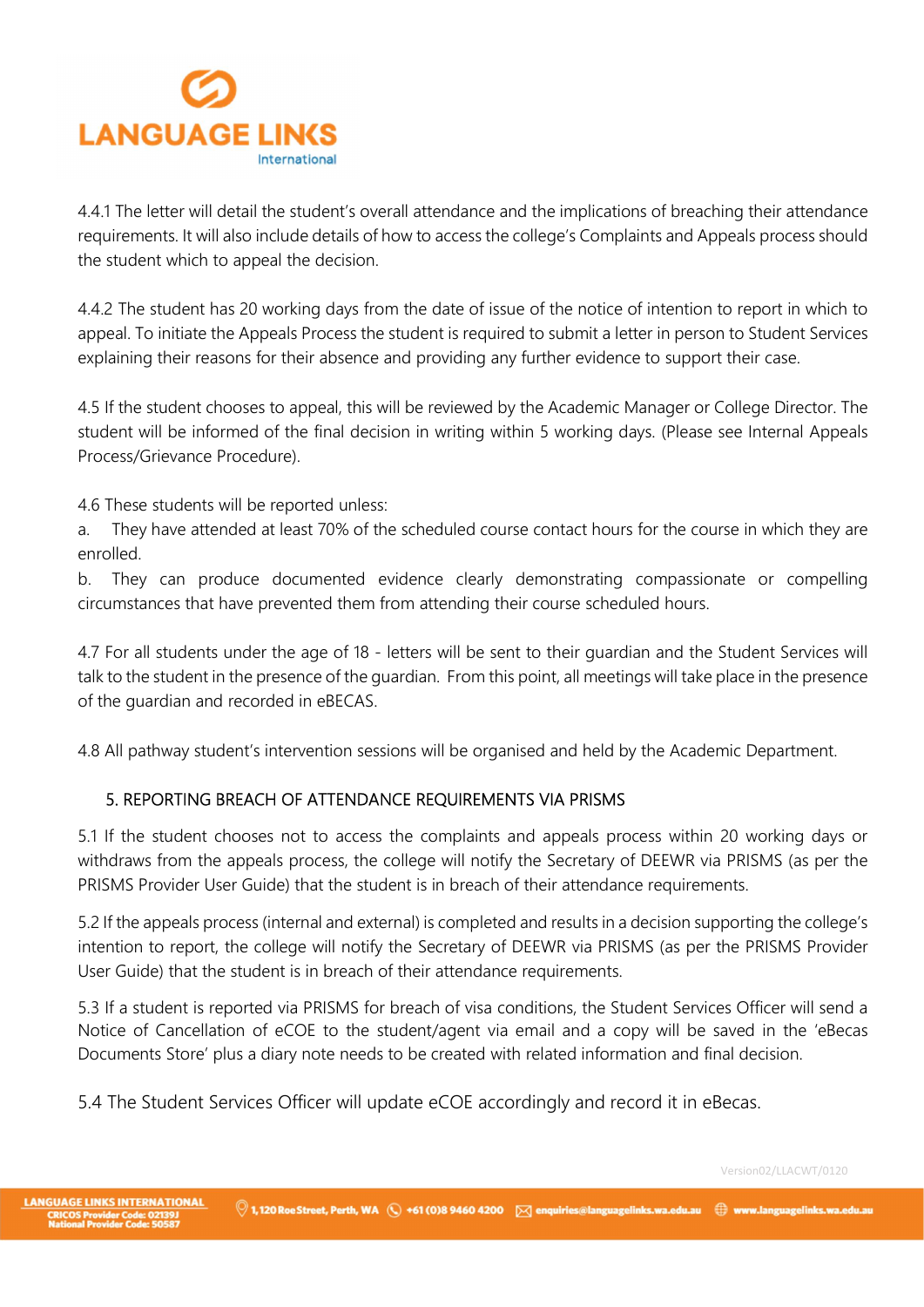4.4.1 The letter will detail the student's overall attendance and the implications of breaching their attendance requirements. It will also include details of how to access the college's Complaints and Appeals process should the student which to appeal the decision.

4.4.2 The student has 20 working days from the date of issue of the notice of intention to report in which to appeal. To initiate the Appeals Process the student is required to submit a letter in person to Student Services explaining their reasons for their absence and providing any further evidence to support their case.

4.5 If the student chooses to appeal, this will be reviewed by the Academic Manager or College Director. The student will be informed of the final decision in writing within 5 working days. (Please see Internal Appeals Process/Grievance Procedure).

4.6 These students will be reported unless:

a. They have attended at least 70% of the scheduled course contact hours for the course in which they are enrolled.

b. They can produce documented evidence clearly demonstrating compassionate or compelling circumstances that have prevented them from attending their course scheduled hours.

4.7 For all students under the age of 18 - letters will be sent to their guardian and the Student Services will talk to the student in the presence of the guardian. From this point, all meetings will take place in the presence of the guardian and recorded in eBECAS.

4.8 All pathway student's intervention sessions will be organised and held by the Academic Department.

## 5. REPORTING BREACH OF ATTENDANCE REQUIREMENTS VIA PRISMS

5.1 If the student chooses not to access the complaints and appeals process within 20 working days or withdraws from the appeals process, the college will notify the Secretary of DEEWR via PRISMS (as per the PRISMS Provider User Guide) that the student is in breach of their attendance requirements.

5.2 If the appeals process (internal and external) is completed and results in a decision supporting the college's intention to report, the college will notify the Secretary of DEEWR via PRISMS (as per the PRISMS Provider User Guide) that the student is in breach of their attendance requirements.

5.3 If a student is reported via PRISMS for breach of visa conditions, the Student Services Officer will send a Notice of Cancellation of eCOE to the student/agent via email and a copy will be saved in the 'eBecas Documents Store' plus a diary note needs to be created with related information and final decision.

5.4 The Student Services Officer will update eCOE accordingly and record it in eBecas.